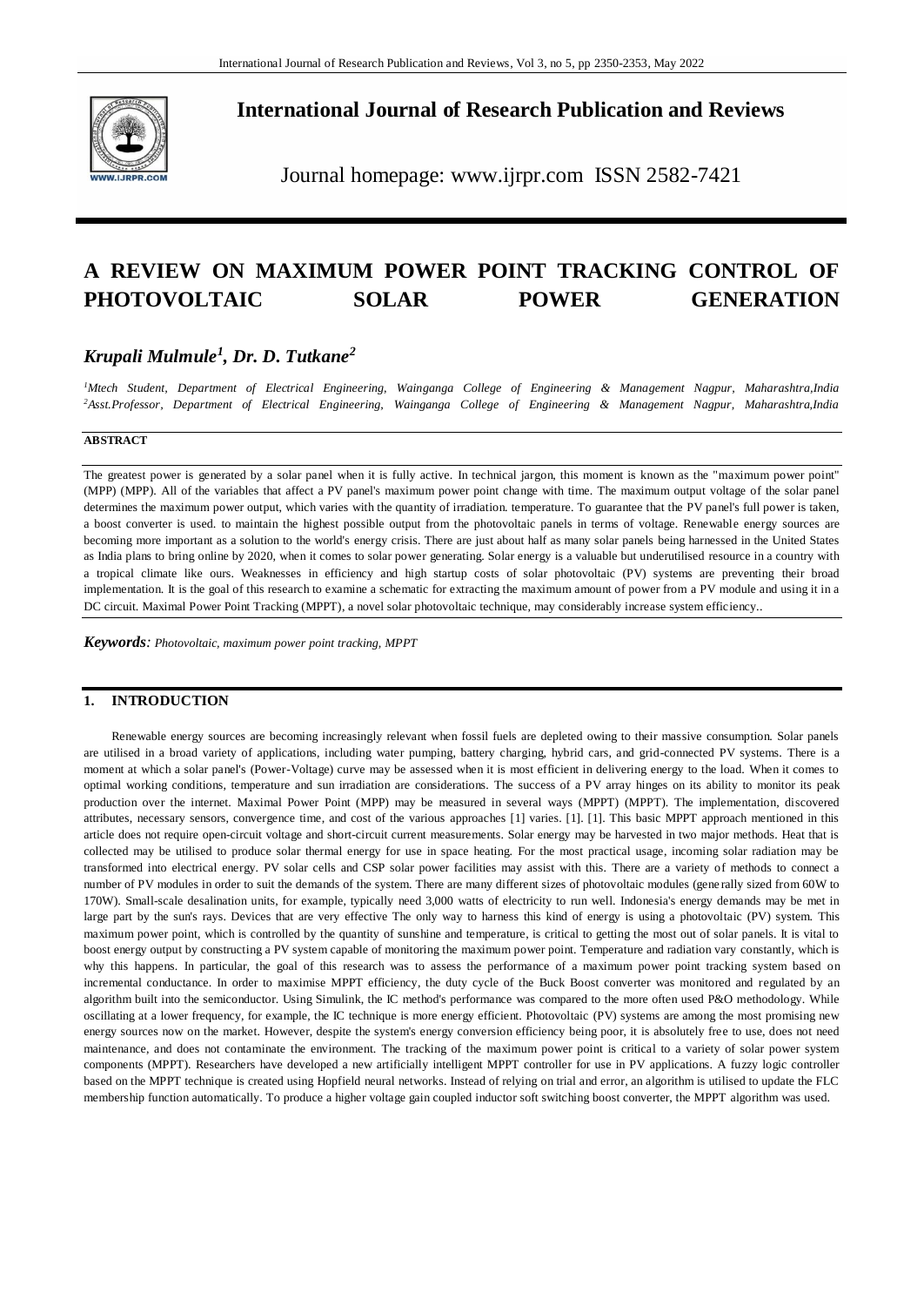# International Journal of Research Publication and Reviews

Journal homepage: www.ijrpr.com ISSN 2582-7421

# A REVIEW ON MAXIMUM POWER POINT TRACKING CONTROL OF PHOTOVOLTAIC SOLAR POWER GENERATION

***Krupali Mulmule[1], Dr. D. Tutkane[2]***

*[1]Mtech Student, Department of Electrical Engineering, Wainganga College of Engineering & Management Nagpur, Maharashtra,India*
*[2]Asst.Professor, Department of Electrical Engineering, Wainganga College of Engineering & Management Nagpur, Maharashtra,India*

**ABSTRACT**

The greatest power is generated by a solar panel when it is fully active. In technical jargon, this moment is known as the "maximum power point" (MPP) (MPP). All of the variables that affect a PV panel's maximum power point change with time. The maximum output voltage of the solar panel determines the maximum power output, which varies with the quantity of irradiation. temperature. To guarantee that the PV panel's full power is taken, a boost converter is used. to maintain the highest possible output from the photovoltaic panels in terms of voltage. Renewable energy sources are becoming more important as a solution to the world's energy crisis. There are just about half as many solar panels being harnessed in the United States as India plans to bring online by 2020, when it comes to solar power generating. Solar energy is a valuable but underutilised resource in a country with a tropical climate like ours. Weaknesses in efficiency and high startup costs of solar photovoltaic (PV) systems are preventing their broad implementation. It is the goal of this research to examine a schematic for extracting the maximum amount of power from a PV module and using it in a DC circuit. Maximal Power Point Tracking (MPPT), a novel solar photovoltaic technique, may considerably increase system efficiency..

***Keywords**: Photovoltaic, maximum power point tracking, MPPT*

## 1. INTRODUCTION

Renewable energy sources are becoming increasingly relevant when fossil fuels are depleted owing to their massive consumption. Solar panels are utilised in a broad variety of applications, including water pumping, battery charging, hybrid cars, and grid-connected PV systems. There is a moment at which a solar panel's (Power-Voltage) curve may be assessed when it is most efficient in delivering energy to the load. When it comes to optimal working conditions, temperature and sun irradiation are considerations. The success of a PV array hinges on its ability to monitor its peak production over the internet. Maximal Power Point (MPP) may be measured in several ways (MPPT) (MPPT). The implementation, discovered attributes, necessary sensors, convergence time, and cost of the various approaches [1] varies. [1]. [1]. This basic MPPT approach mentioned in this article does not require open-circuit voltage and short-circuit current measurements. Solar energy may be harvested in two major methods. Heat that is collected may be utilised to produce solar thermal energy for use in space heating. For the most practical usage, incoming solar radiation may be transformed into electrical energy. PV solar cells and CSP solar power facilities may assist with this. There are a variety of methods to connect a number of PV modules in order to suit the demands of the system. There are many different sizes of photovoltaic modules (generally sized from 60W to 170W). Small-scale desalination units, for example, typically need 3,000 watts of electricity to run well. Indonesia's energy demands may be met in large part by the sun's rays. Devices that are very effective The only way to harness this kind of energy is using a photovoltaic (PV) system. This maximum power point, which is controlled by the quantity of sunshine and temperature, is critical to getting the most out of solar panels. It is vital to boost energy output by constructing a PV system capable of monitoring the maximum power point. Temperature and radiation vary constantly, which is why this happens. In particular, the goal of this research was to assess the performance of a maximum power point tracking system based on incremental conductance. In order to maximise MPPT efficiency, the duty cycle of the Buck Boost converter was monitored and regulated by an algorithm built into the semiconductor. Using Simulink, the IC method's performance was compared to the more often used P&O methodology. While oscillating at a lower frequency, for example, the IC technique is more energy efficient. Photovoltaic (PV) systems are among the most promising new energy sources now on the market. However, despite the system's energy conversion efficiency being poor, it is absolutely free to use, does not need maintenance, and does not contaminate the environment. The tracking of the maximum power point is critical to a variety of solar power system components (MPPT). Researchers have developed a new artificially intelligent MPPT controller for use in PV applications. A fuzzy logic controller based on the MPPT technique is created using Hopfield neural networks. Instead of relying on trial and error, an algorithm is utilised to update the FLC membership function automatically. To produce a higher voltage gain coupled inductor soft switching boost converter, the MPPT algorithm was used.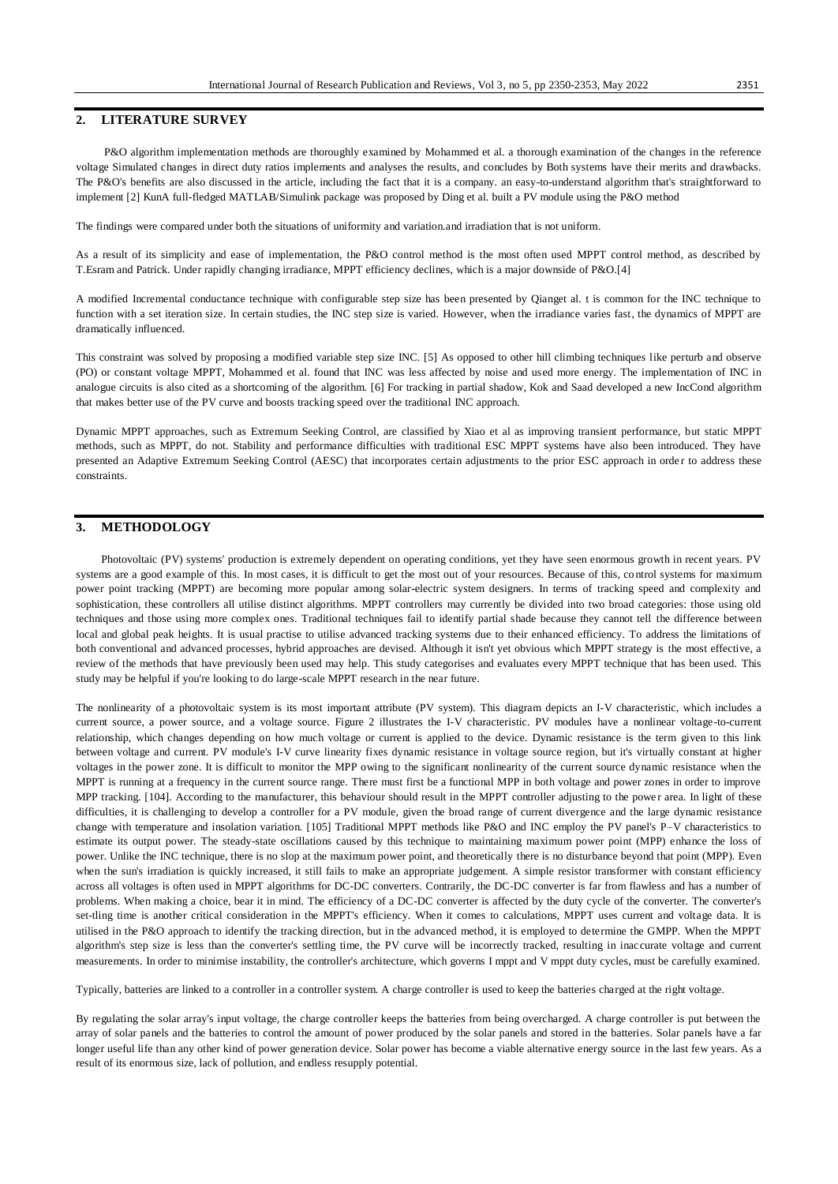## 2. LITERATURE SURVEY

P&O algorithm implementation methods are thoroughly examined by Mohammed et al. a thorough examination of the changes in the reference voltage Simulated changes in direct duty ratios implements and analyses the results, and concludes by Both systems have their merits and drawbacks. The P&O's benefits are also discussed in the article, including the fact that it is a company. an easy-to-understand algorithm that's straightforward to implement [2] KunA full-fledged MATLAB/Simulink package was proposed by Ding et al. built a PV module using the P&O method

The findings were compared under both the situations of uniformity and variation.and irradiation that is not uniform.

As a result of its simplicity and ease of implementation, the P&O control method is the most often used MPPT control method, as described by T.Esram and Patrick. Under rapidly changing irradiance, MPPT efficiency declines, which is a major downside of P&O.[4]

A modified Incremental conductance technique with configurable step size has been presented by Qianget al. t is common for the INC technique to function with a set iteration size. In certain studies, the INC step size is varied. However, when the irradiance varies fast, the dynamics of MPPT are dramatically influenced.

This constraint was solved by proposing a modified variable step size INC. [5] As opposed to other hill climbing techniques like perturb and observe (PO) or constant voltage MPPT, Mohammed et al. found that INC was less affected by noise and used more energy. The implementation of INC in analogue circuits is also cited as a shortcoming of the algorithm. [6] For tracking in partial shadow, Kok and Saad developed a new IncCond algorithm that makes better use of the PV curve and boosts tracking speed over the traditional INC approach.

Dynamic MPPT approaches, such as Extremum Seeking Control, are classified by Xiao et al as improving transient performance, but static MPPT methods, such as MPPT, do not. Stability and performance difficulties with traditional ESC MPPT systems have also been introduced. They have presented an Adaptive Extremum Seeking Control (AESC) that incorporates certain adjustments to the prior ESC approach in order to address these constraints.

## 3. METHODOLOGY

Photovoltaic (PV) systems' production is extremely dependent on operating conditions, yet they have seen enormous growth in recent years. PV systems are a good example of this. In most cases, it is difficult to get the most out of your resources. Because of this, control systems for maximum power point tracking (MPPT) are becoming more popular among solar-electric system designers. In terms of tracking speed and complexity and sophistication, these controllers all utilise distinct algorithms. MPPT controllers may currently be divided into two broad categories: those using old techniques and those using more complex ones. Traditional techniques fail to identify partial shade because they cannot tell the difference between local and global peak heights. It is usual practise to utilise advanced tracking systems due to their enhanced efficiency. To address the limitations of both conventional and advanced processes, hybrid approaches are devised. Although it isn't yet obvious which MPPT strategy is the most effective, a review of the methods that have previously been used may help. This study categorises and evaluates every MPPT technique that has been used. This study may be helpful if you're looking to do large-scale MPPT research in the near future.

The nonlinearity of a photovoltaic system is its most important attribute (PV system). This diagram depicts an I-V characteristic, which includes a current source, a power source, and a voltage source. Figure 2 illustrates the I-V characteristic. PV modules have a nonlinear voltage-to-current relationship, which changes depending on how much voltage or current is applied to the device. Dynamic resistance is the term given to this link between voltage and current. PV module's I-V curve linearity fixes dynamic resistance in voltage source region, but it's virtually constant at higher voltages in the power zone. It is difficult to monitor the MPP owing to the significant nonlinearity of the current source dynamic resistance when the MPPT is running at a frequency in the current source range. There must first be a functional MPP in both voltage and power zones in order to improve MPP tracking. [104]. According to the manufacturer, this behaviour should result in the MPPT controller adjusting to the power area. In light of these difficulties, it is challenging to develop a controller for a PV module, given the broad range of current divergence and the large dynamic resistance change with temperature and insolation variation. [105] Traditional MPPT methods like P&O and INC employ the PV panel's P–V characteristics to estimate its output power. The steady-state oscillations caused by this technique to maintaining maximum power point (MPP) enhance the loss of power. Unlike the INC technique, there is no slop at the maximum power point, and theoretically there is no disturbance beyond that point (MPP). Even when the sun's irradiation is quickly increased, it still fails to make an appropriate judgement. A simple resistor transformer with constant efficiency across all voltages is often used in MPPT algorithms for DC-DC converters. Contrarily, the DC-DC converter is far from flawless and has a number of problems. When making a choice, bear it in mind. The efficiency of a DC-DC converter is affected by the duty cycle of the converter. The converter's set-tling time is another critical consideration in the MPPT's efficiency. When it comes to calculations, MPPT uses current and voltage data. It is utilised in the P&O approach to identify the tracking direction, but in the advanced method, it is employed to determine the GMPP. When the MPPT algorithm's step size is less than the converter's settling time, the PV curve will be incorrectly tracked, resulting in inaccurate voltage and current measurements. In order to minimise instability, the controller's architecture, which governs I mppt and V mppt duty cycles, must be carefully examined.

Typically, batteries are linked to a controller in a controller system. A charge controller is used to keep the batteries charged at the right voltage.

By regulating the solar array's input voltage, the charge controller keeps the batteries from being overcharged. A charge controller is put between the array of solar panels and the batteries to control the amount of power produced by the solar panels and stored in the batteries. Solar panels have a far longer useful life than any other kind of power generation device. Solar power has become a viable alternative energy source in the last few years. As a result of its enormous size, lack of pollution, and endless resupply potential.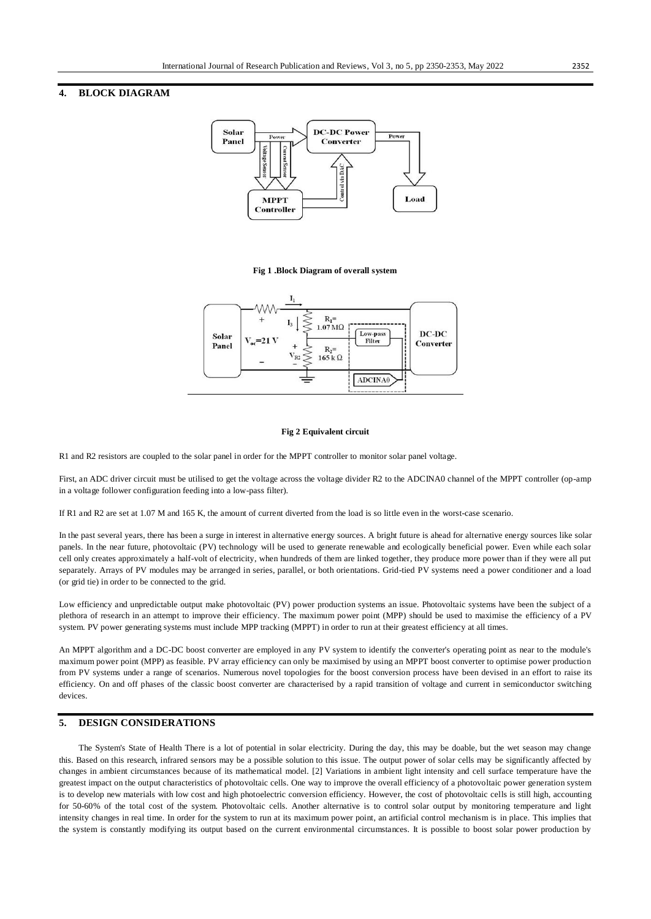## 4. BLOCK DIAGRAM

Fig 1 .Block Diagram of overall system

Fig 2 Equivalent circuit

R1 and R2 resistors are coupled to the solar panel in order for the MPPT controller to monitor solar panel voltage.

First, an ADC driver circuit must be utilised to get the voltage across the voltage divider R2 to the ADCINA0 channel of the MPPT controller (op-amp in a voltage follower configuration feeding into a low-pass filter).

If R1 and R2 are set at 1.07 M and 165 K, the amount of current diverted from the load is so little even in the worst-case scenario.

In the past several years, there has been a surge in interest in alternative energy sources. A bright future is ahead for alternative energy sources like solar panels. In the near future, photovoltaic (PV) technology will be used to generate renewable and ecologically beneficial power. Even while each solar cell only creates approximately a half-volt of electricity, when hundreds of them are linked together, they produce more power than if they were all put separately. Arrays of PV modules may be arranged in series, parallel, or both orientations. Grid-tied PV systems need a power conditioner and a load (or grid tie) in order to be connected to the grid.

Low efficiency and unpredictable output make photovoltaic (PV) power production systems an issue. Photovoltaic systems have been the subject of a plethora of research in an attempt to improve their efficiency. The maximum power point (MPP) should be used to maximise the efficiency of a PV system. PV power generating systems must include MPP tracking (MPPT) in order to run at their greatest efficiency at all times.

An MPPT algorithm and a DC-DC boost converter are employed in any PV system to identify the converter's operating point as near to the module's maximum power point (MPP) as feasible. PV array efficiency can only be maximised by using an MPPT boost converter to optimise power production from PV systems under a range of scenarios. Numerous novel topologies for the boost conversion process have been devised in an effort to raise its efficiency. On and off phases of the classic boost converter are characterised by a rapid transition of voltage and current in semiconductor switching devices.

## 5. DESIGN CONSIDERATIONS

The System's State of Health There is a lot of potential in solar electricity. During the day, this may be doable, but the wet season may change this. Based on this research, infrared sensors may be a possible solution to this issue. The output power of solar cells may be significantly affected by changes in ambient circumstances because of its mathematical model. [2] Variations in ambient light intensity and cell surface temperature have the greatest impact on the output characteristics of photovoltaic cells. One way to improve the overall efficiency of a photovoltaic power generation system is to develop new materials with low cost and high photoelectric conversion efficiency. However, the cost of photovoltaic cells is still high, accounting for 50-60% of the total cost of the system. Photovoltaic cells. Another alternative is to control solar output by monitoring temperature and light intensity changes in real time. In order for the system to run at its maximum power point, an artificial control mechanism is in place. This implies that the system is constantly modifying its output based on the current environmental circumstances. It is possible to boost solar power production by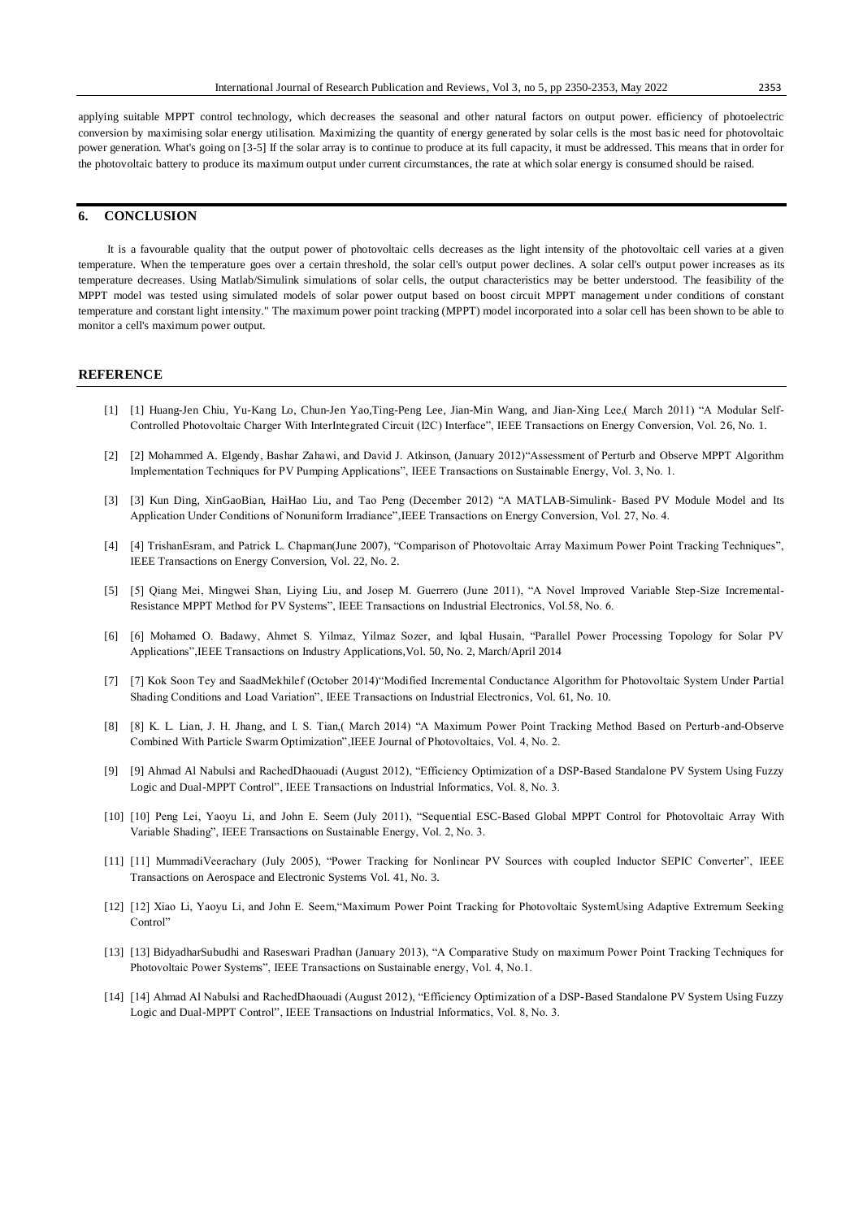applying suitable MPPT control technology, which decreases the seasonal and other natural factors on output power. efficiency of photoelectric conversion by maximising solar energy utilisation. Maximizing the quantity of energy generated by solar cells is the most basic need for photovoltaic power generation. What's going on [3-5] If the solar array is to continue to produce at its full capacity, it must be addressed. This means that in order for the photovoltaic battery to produce its maximum output under current circumstances, the rate at which solar energy is consumed should be raised.

## 6. CONCLUSION

It is a favourable quality that the output power of photovoltaic cells decreases as the light intensity of the photovoltaic cell varies at a given temperature. When the temperature goes over a certain threshold, the solar cell's output power declines. A solar cell's output power increases as its temperature decreases. Using Matlab/Simulink simulations of solar cells, the output characteristics may be better understood. The feasibility of the MPPT model was tested using simulated models of solar power output based on boost circuit MPPT management under conditions of constant temperature and constant light intensity." The maximum power point tracking (MPPT) model incorporated into a solar cell has been shown to be able to monitor a cell's maximum power output.

## REFERENCE

[1] [1] Huang-Jen Chiu, Yu-Kang Lo, Chun-Jen Yao,Ting-Peng Lee, Jian-Min Wang, and Jian-Xing Lee,( March 2011) "A Modular Self-Controlled Photovoltaic Charger With InterIntegrated Circuit (I2C) Interface", IEEE Transactions on Energy Conversion, Vol. 26, No. 1.

[2] [2] Mohammed A. Elgendy, Bashar Zahawi, and David J. Atkinson, (January 2012)"Assessment of Perturb and Observe MPPT Algorithm Implementation Techniques for PV Pumping Applications", IEEE Transactions on Sustainable Energy, Vol. 3, No. 1.

[3] [3] Kun Ding, XinGaoBian, HaiHao Liu, and Tao Peng (December 2012) "A MATLAB-Simulink- Based PV Module Model and Its Application Under Conditions of Nonuniform Irradiance",IEEE Transactions on Energy Conversion, Vol. 27, No. 4.

[4] [4] TrishanEsram, and Patrick L. Chapman(June 2007), "Comparison of Photovoltaic Array Maximum Power Point Tracking Techniques", IEEE Transactions on Energy Conversion, Vol. 22, No. 2.

[5] [5] Qiang Mei, Mingwei Shan, Liying Liu, and Josep M. Guerrero (June 2011), "A Novel Improved Variable Step-Size Incremental-Resistance MPPT Method for PV Systems", IEEE Transactions on Industrial Electronics, Vol.58, No. 6.

[6] [6] Mohamed O. Badawy, Ahmet S. Yilmaz, Yilmaz Sozer, and Iqbal Husain, "Parallel Power Processing Topology for Solar PV Applications",IEEE Transactions on Industry Applications,Vol. 50, No. 2, March/April 2014

[7] [7] Kok Soon Tey and SaadMekhilef (October 2014)"Modified Incremental Conductance Algorithm for Photovoltaic System Under Partial Shading Conditions and Load Variation", IEEE Transactions on Industrial Electronics, Vol. 61, No. 10.

[8] [8] K. L. Lian, J. H. Jhang, and I. S. Tian,( March 2014) "A Maximum Power Point Tracking Method Based on Perturb-and-Observe Combined With Particle Swarm Optimization",IEEE Journal of Photovoltaics, Vol. 4, No. 2.

[9] [9] Ahmad Al Nabulsi and RachedDhaouadi (August 2012), "Efficiency Optimization of a DSP-Based Standalone PV System Using Fuzzy Logic and Dual-MPPT Control", IEEE Transactions on Industrial Informatics, Vol. 8, No. 3.

[10] [10] Peng Lei, Yaoyu Li, and John E. Seem (July 2011), "Sequential ESC-Based Global MPPT Control for Photovoltaic Array With Variable Shading", IEEE Transactions on Sustainable Energy, Vol. 2, No. 3.

[11] [11] MummadiVeerachary (July 2005), "Power Tracking for Nonlinear PV Sources with coupled Inductor SEPIC Converter", IEEE Transactions on Aerospace and Electronic Systems Vol. 41, No. 3.

[12] [12] Xiao Li, Yaoyu Li, and John E. Seem,"Maximum Power Point Tracking for Photovoltaic SystemUsing Adaptive Extremum Seeking Control"

[13] [13] BidyadharSubudhi and Raseswari Pradhan (January 2013), "A Comparative Study on maximum Power Point Tracking Techniques for Photovoltaic Power Systems", IEEE Transactions on Sustainable energy, Vol. 4, No.1.

[14] [14] Ahmad Al Nabulsi and RachedDhaouadi (August 2012), "Efficiency Optimization of a DSP-Based Standalone PV System Using Fuzzy Logic and Dual-MPPT Control", IEEE Transactions on Industrial Informatics, Vol. 8, No. 3.